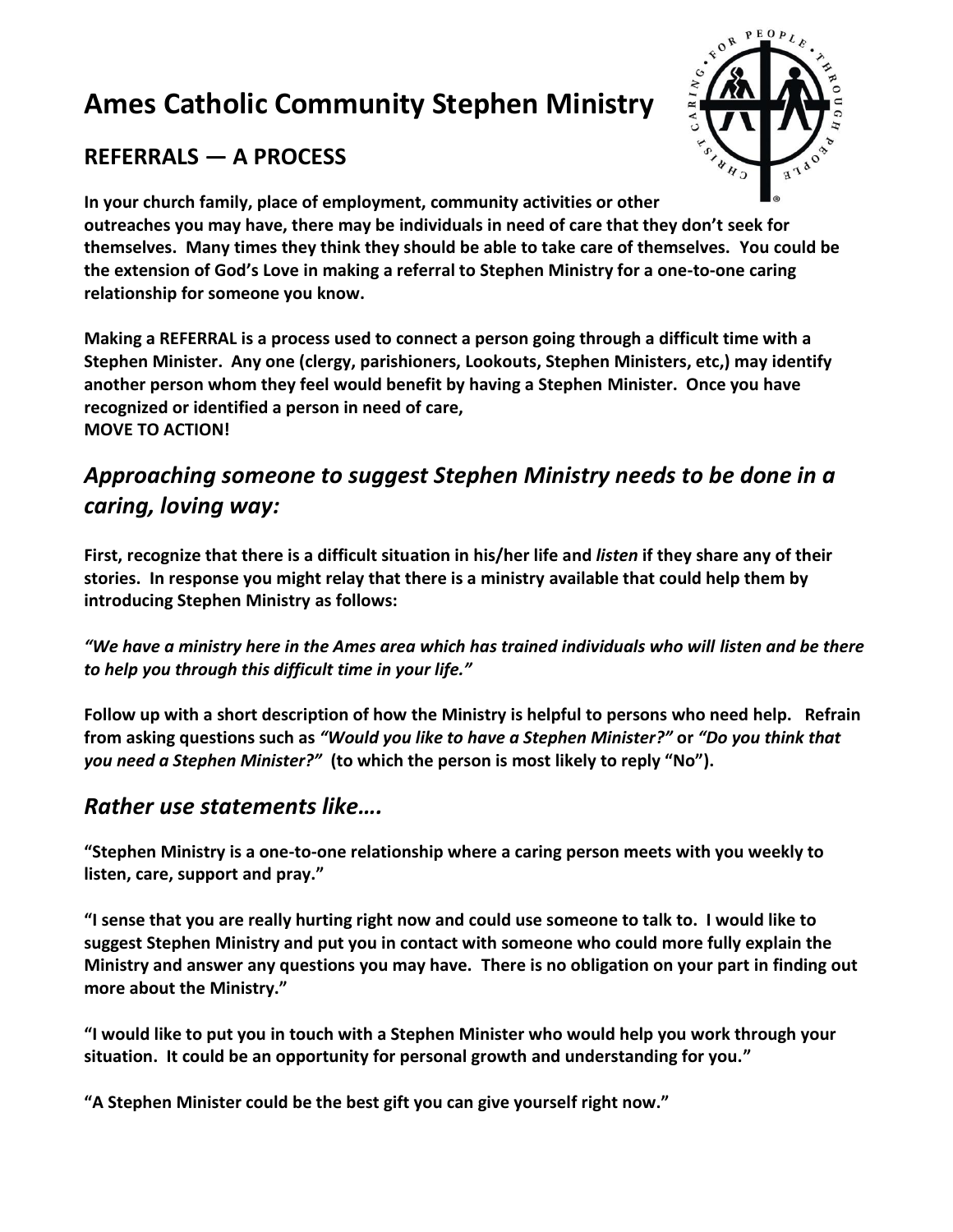# Ames Catholic Community Stephen Ministry

## REFERRALS — A PROCESS

**In your church family, place of employment, community activities or other outreaches you may have, there may be individuals in need of care that they don't seek for themselves. Many times they think they should be able to take care of themselves. You could be the extension of God's Love in making a referral to Stephen Ministry for a one-to-one caring relationship for someone you know.**

**Making a REFERRAL is a process used to connect a person going through a difficult time with a Stephen Minister. Any one (clergy, parishioners, Lookouts, Stephen Ministers, etc,) may identify another person whom they feel would benefit by having a Stephen Minister. Once you have recognized or identified a person in need of care,**
**MOVE TO ACTION!**

## *Approaching someone to suggest Stephen Ministry needs to be done in a caring, loving way:*

**First, recognize that there is a difficult situation in his/her life and *listen* if they share any of their stories. In response you might relay that there is a ministry available that could help them by introducing Stephen Ministry as follows:**

***"We have a ministry here in the Ames area which has trained individuals who will listen and be there to help you through this difficult time in your life."***

**Follow up with a short description of how the Ministry is helpful to persons who need help. Refrain from asking questions such as *"Would you like to have a Stephen Minister?"* or *"Do you think that you need a Stephen Minister?"* (to which the person is most likely to reply "No").**

## *Rather use statements like….*

**"Stephen Ministry is a one-to-one relationship where a caring person meets with you weekly to listen, care, support and pray."**

**"I sense that you are really hurting right now and could use someone to talk to. I would like to suggest Stephen Ministry and put you in contact with someone who could more fully explain the Ministry and answer any questions you may have. There is no obligation on your part in finding out more about the Ministry."**

**"I would like to put you in touch with a Stephen Minister who would help you work through your situation. It could be an opportunity for personal growth and understanding for you."**

**"A Stephen Minister could be the best gift you can give yourself right now."**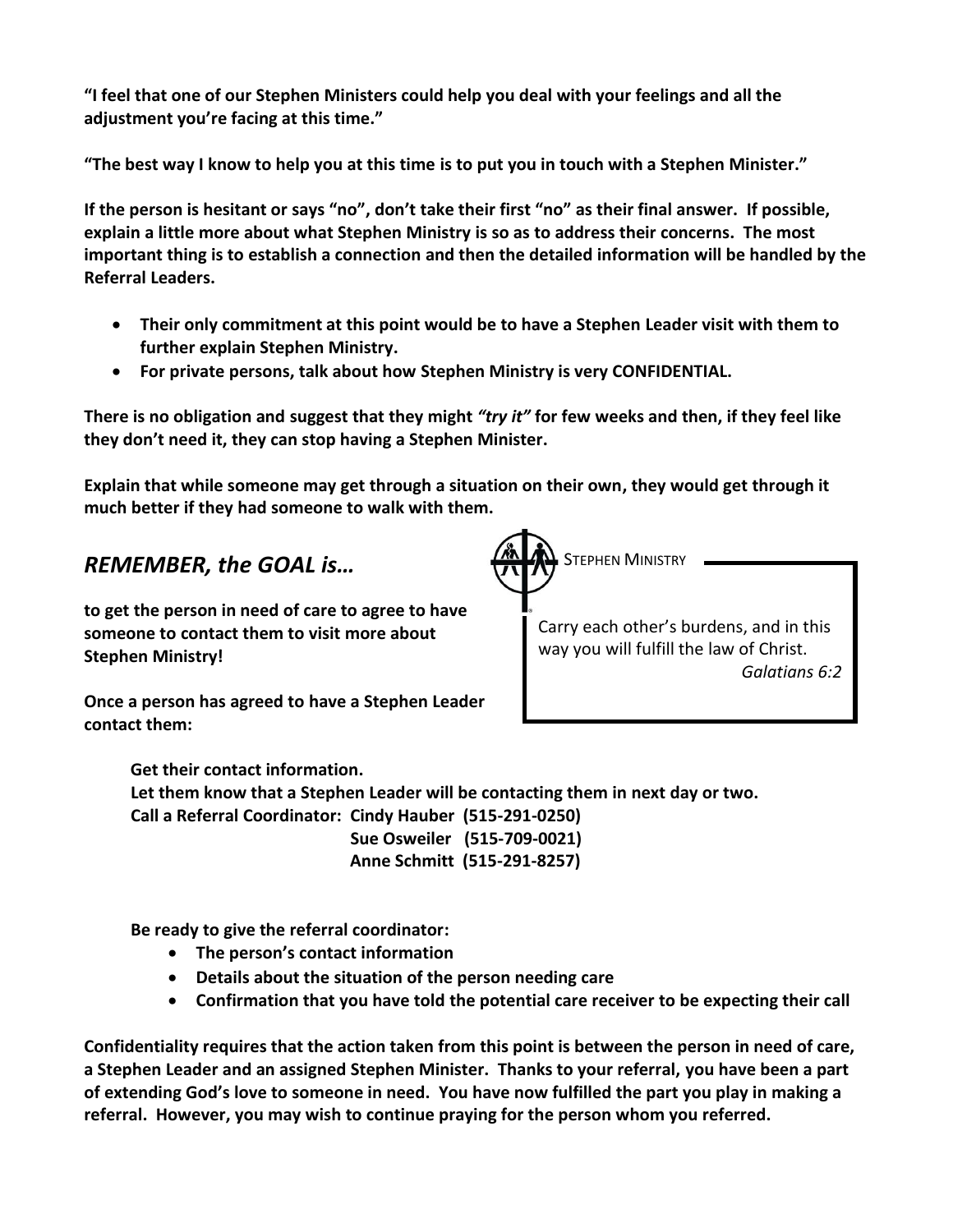**"I feel that one of our Stephen Ministers could help you deal with your feelings and all the adjustment you're facing at this time."**

**"The best way I know to help you at this time is to put you in touch with a Stephen Minister."**

**If the person is hesitant or says "no", don't take their first "no" as their final answer. If possible, explain a little more about what Stephen Ministry is so as to address their concerns. The most important thing is to establish a connection and then the detailed information will be handled by the Referral Leaders.**

- **Their only commitment at this point would be to have a Stephen Leader visit with them to further explain Stephen Ministry.**
- **For private persons, talk about how Stephen Ministry is very CONFIDENTIAL.**

**There is no obligation and suggest that they might *"try it"* for few weeks and then, if they feel like they don't need it, they can stop having a Stephen Minister.**

**Explain that while someone may get through a situation on their own, they would get through it much better if they had someone to walk with them.**

## *REMEMBER, the GOAL is…*

**to get the person in need of care to agree to have someone to contact them to visit more about Stephen Ministry!**

STEPHEN MINISTRY

Carry each other's burdens, and in this way you will fulfill the law of Christ.
*Galatians 6:2*

**Once a person has agreed to have a Stephen Leader contact them:**

**Get their contact information.**
**Let them know that a Stephen Leader will be contacting them in next day or two.**
**Call a Referral Coordinator: Cindy Hauber (515-291-0250)**
**Sue Osweiler (515-709-0021)**
**Anne Schmitt (515-291-8257)**

**Be ready to give the referral coordinator:**

- **The person's contact information**
- **Details about the situation of the person needing care**
- **Confirmation that you have told the potential care receiver to be expecting their call**

**Confidentiality requires that the action taken from this point is between the person in need of care, a Stephen Leader and an assigned Stephen Minister. Thanks to your referral, you have been a part of extending God's love to someone in need. You have now fulfilled the part you play in making a referral. However, you may wish to continue praying for the person whom you referred.**